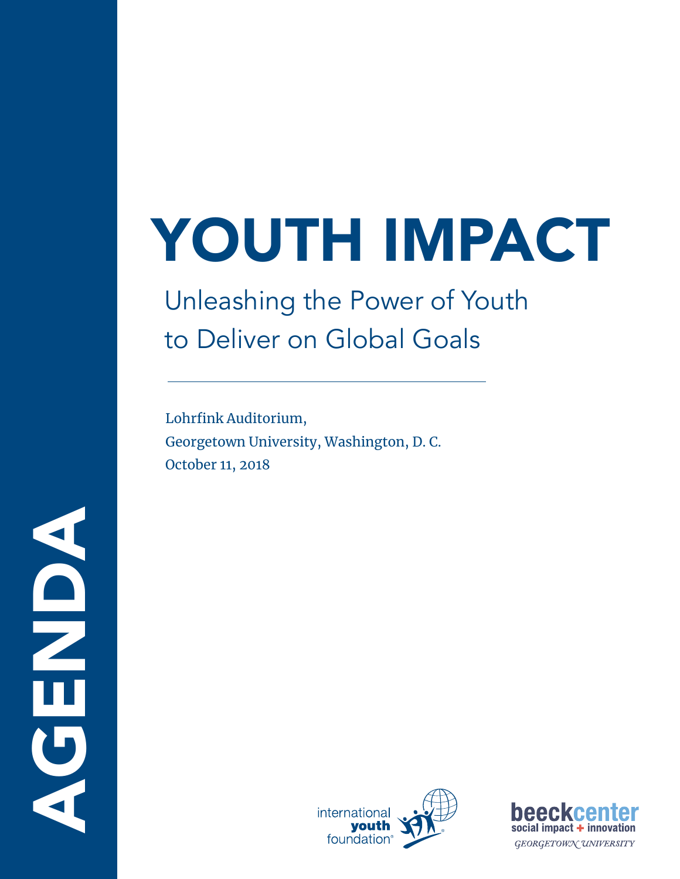# AGENDA

# YOUTH IMPACT

## Unleashing the Power of Youth to Deliver on Global Goals

---

Lohrfink Auditorium,
Georgetown University, Washington, D. C.
October 11, 2018

international youth foundation®

beeckcenter social impact + innovation
GEORGETOWN UNIVERSITY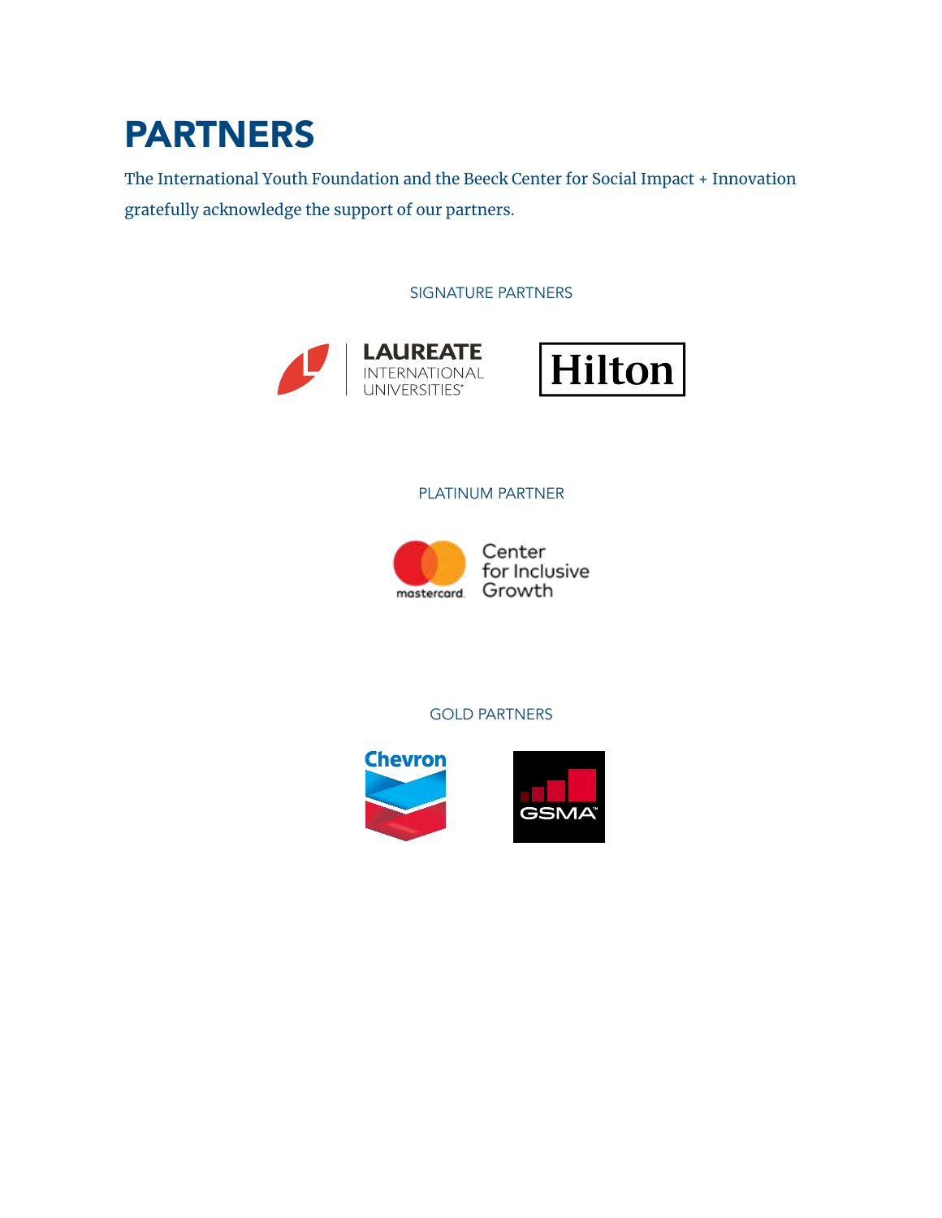# PARTNERS

The International Youth Foundation and the Beeck Center for Social Impact + Innovation gratefully acknowledge the support of our partners.

SIGNATURE PARTNERS

LAUREATE INTERNATIONAL UNIVERSITIES

Hilton

PLATINUM PARTNER

mastercard. Center for Inclusive Growth

GOLD PARTNERS

Chevron

GSMA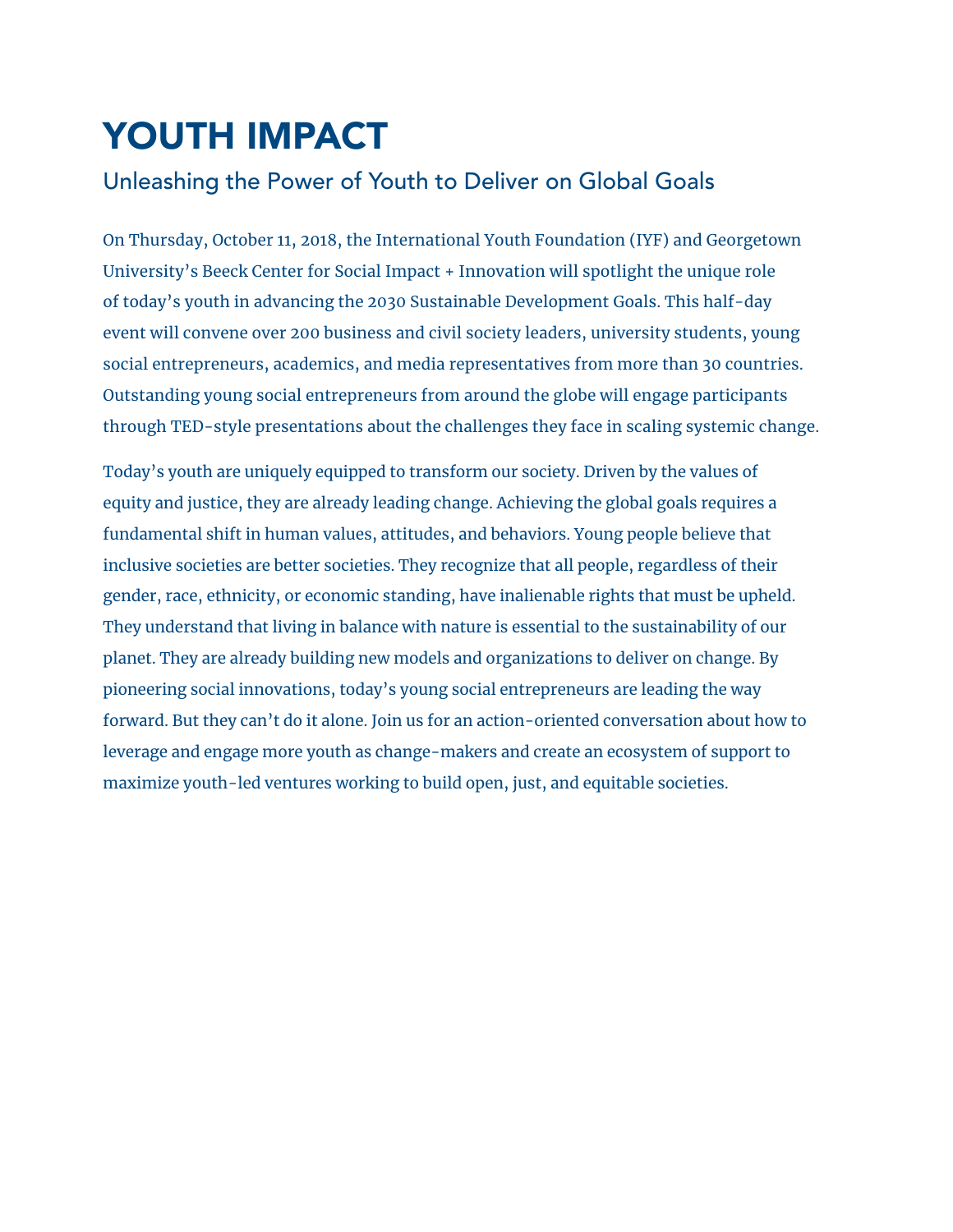# YOUTH IMPACT

## Unleashing the Power of Youth to Deliver on Global Goals

On Thursday, October 11, 2018, the International Youth Foundation (IYF) and Georgetown University's Beeck Center for Social Impact + Innovation will spotlight the unique role of today's youth in advancing the 2030 Sustainable Development Goals. This half-day event will convene over 200 business and civil society leaders, university students, young social entrepreneurs, academics, and media representatives from more than 30 countries. Outstanding young social entrepreneurs from around the globe will engage participants through TED-style presentations about the challenges they face in scaling systemic change.

Today's youth are uniquely equipped to transform our society. Driven by the values of equity and justice, they are already leading change. Achieving the global goals requires a fundamental shift in human values, attitudes, and behaviors. Young people believe that inclusive societies are better societies. They recognize that all people, regardless of their gender, race, ethnicity, or economic standing, have inalienable rights that must be upheld. They understand that living in balance with nature is essential to the sustainability of our planet. They are already building new models and organizations to deliver on change. By pioneering social innovations, today's young social entrepreneurs are leading the way forward. But they can't do it alone. Join us for an action-oriented conversation about how to leverage and engage more youth as change-makers and create an ecosystem of support to maximize youth-led ventures working to build open, just, and equitable societies.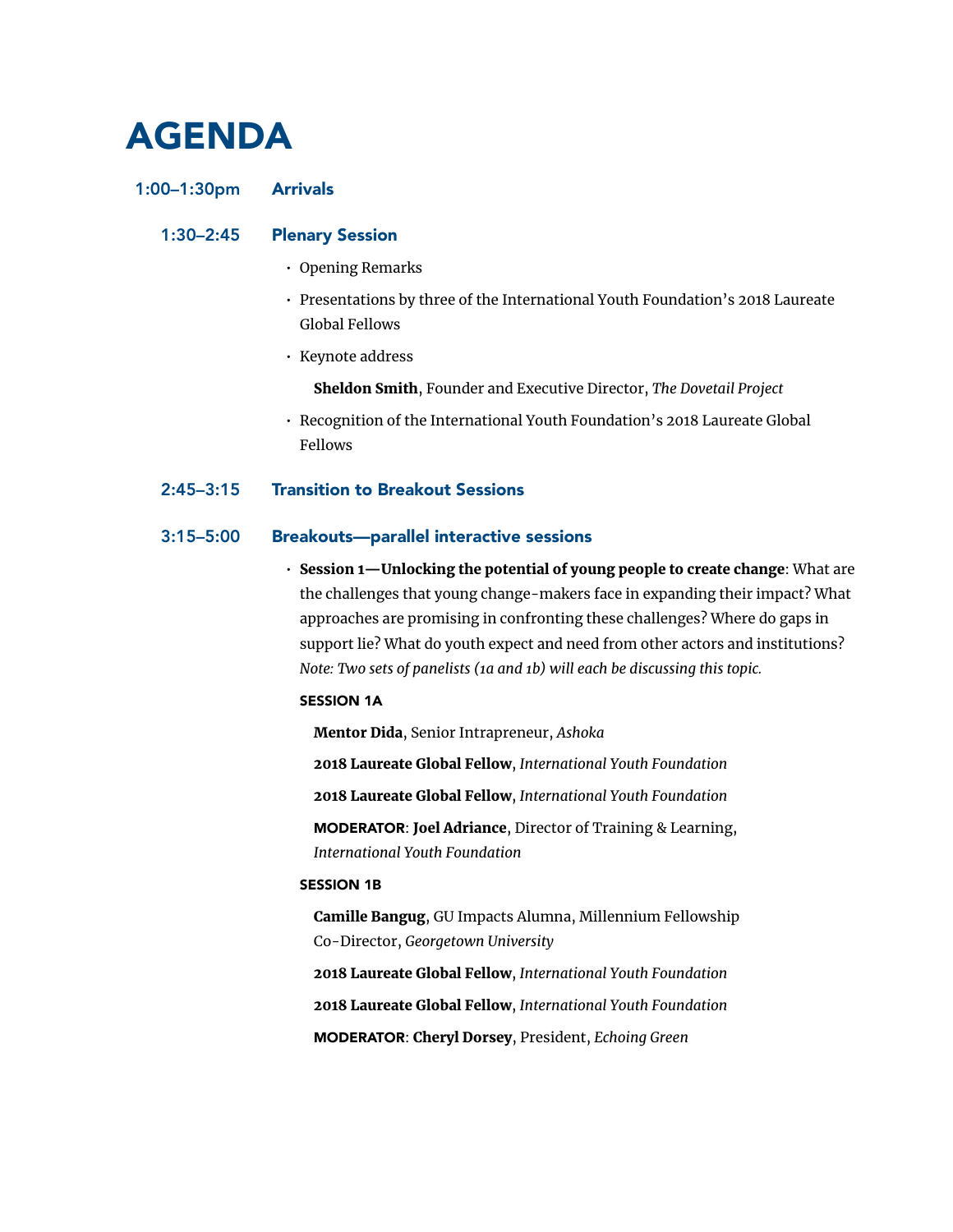# AGENDA

**1:00–1:30pm** **Arrivals**

**1:30–2:45** **Plenary Session**

- Opening Remarks
- Presentations by three of the International Youth Foundation's 2018 Laureate Global Fellows
- Keynote address

  **Sheldon Smith**, Founder and Executive Director, *The Dovetail Project*

- Recognition of the International Youth Foundation's 2018 Laureate Global Fellows

**2:45–3:15** **Transition to Breakout Sessions**

**3:15–5:00** **Breakouts—parallel interactive sessions**

- **Session 1—Unlocking the potential of young people to create change**: What are the challenges that young change-makers face in expanding their impact? What approaches are promising in confronting these challenges? Where do gaps in support lie? What do youth expect and need from other actors and institutions? *Note: Two sets of panelists (1a and 1b) will each be discussing this topic.*

  **SESSION 1A**

  **Mentor Dida**, Senior Intrapreneur, *Ashoka*

  **2018 Laureate Global Fellow**, *International Youth Foundation*

  **2018 Laureate Global Fellow**, *International Youth Foundation*

  **MODERATOR**: **Joel Adriance**, Director of Training & Learning, *International Youth Foundation*

  **SESSION 1B**

  **Camille Bangug**, GU Impacts Alumna, Millennium Fellowship Co-Director, *Georgetown University*

  **2018 Laureate Global Fellow**, *International Youth Foundation*

  **2018 Laureate Global Fellow**, *International Youth Foundation*

  **MODERATOR**: **Cheryl Dorsey**, President, *Echoing Green*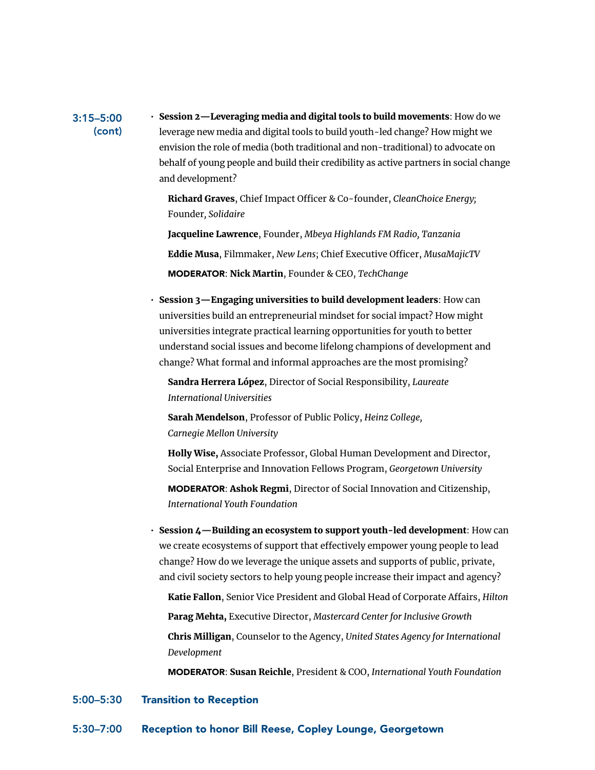**3:15–5:00 (cont)**

- **Session 2—Leveraging media and digital tools to build movements**: How do we leverage new media and digital tools to build youth-led change? How might we envision the role of media (both traditional and non-traditional) to advocate on behalf of young people and build their credibility as active partners in social change and development?

  **Richard Graves**, Chief Impact Officer & Co-founder, *CleanChoice Energy*; Founder, *Solidaire*

  **Jacqueline Lawrence**, Founder, *Mbeya Highlands FM Radio, Tanzania*

  **Eddie Musa**, Filmmaker, *New Lens*; Chief Executive Officer, *MusaMajicTV*

  **MODERATOR**: **Nick Martin**, Founder & CEO, *TechChange*

- **Session 3—Engaging universities to build development leaders**: How can universities build an entrepreneurial mindset for social impact? How might universities integrate practical learning opportunities for youth to better understand social issues and become lifelong champions of development and change? What formal and informal approaches are the most promising?

  **Sandra Herrera López**, Director of Social Responsibility, *Laureate International Universities*

  **Sarah Mendelson**, Professor of Public Policy, *Heinz College, Carnegie Mellon University*

  **Holly Wise,** Associate Professor, Global Human Development and Director, Social Enterprise and Innovation Fellows Program, *Georgetown University*

  **MODERATOR**: **Ashok Regmi**, Director of Social Innovation and Citizenship, *International Youth Foundation*

- **Session 4—Building an ecosystem to support youth-led development**: How can we create ecosystems of support that effectively empower young people to lead change? How do we leverage the unique assets and supports of public, private, and civil society sectors to help young people increase their impact and agency?

  **Katie Fallon**, Senior Vice President and Global Head of Corporate Affairs, *Hilton*

  **Parag Mehta,** Executive Director, *Mastercard Center for Inclusive Growth*

  **Chris Milligan**, Counselor to the Agency, *United States Agency for International Development*

  **MODERATOR**: **Susan Reichle**, President & COO, *International Youth Foundation*

**5:00–5:30** **Transition to Reception**

**5:30–7:00** **Reception to honor Bill Reese, Copley Lounge, Georgetown**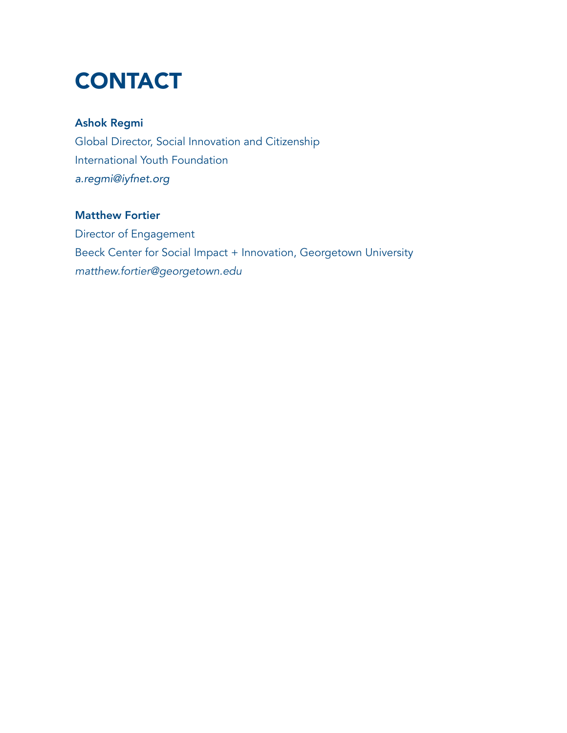# CONTACT

**Ashok Regmi**
Global Director, Social Innovation and Citizenship
International Youth Foundation
*a.regmi@iyfnet.org*

**Matthew Fortier**
Director of Engagement
Beeck Center for Social Impact + Innovation, Georgetown University
*matthew.fortier@georgetown.edu*